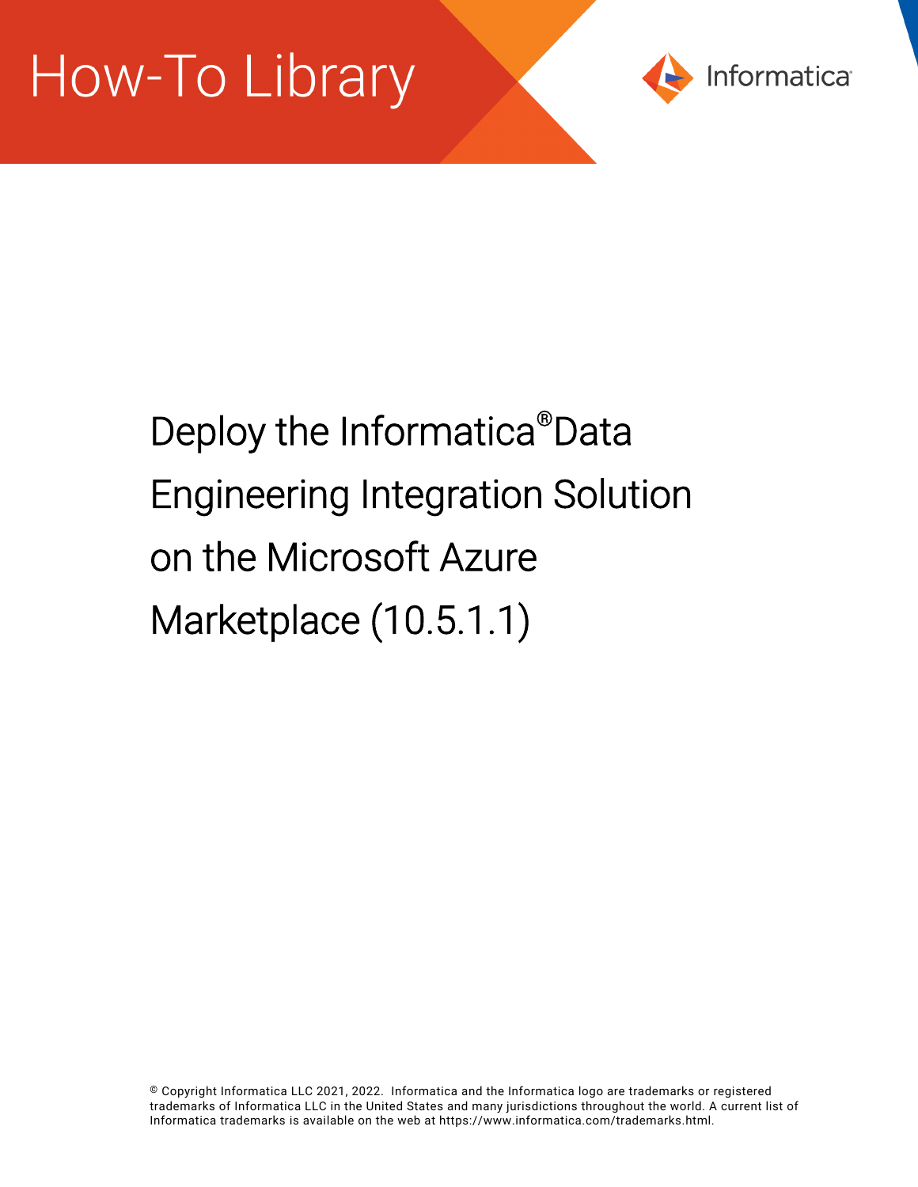How-To Library

Informatica®

# Deploy the Informatica® Data Engineering Integration Solution on the Microsoft Azure Marketplace (10.5.1.1)

© Copyright Informatica LLC 2021, 2022. Informatica and the Informatica logo are trademarks or registered trademarks of Informatica LLC in the United States and many jurisdictions throughout the world. A current list of Informatica trademarks is available on the web at https://www.informatica.com/trademarks.html.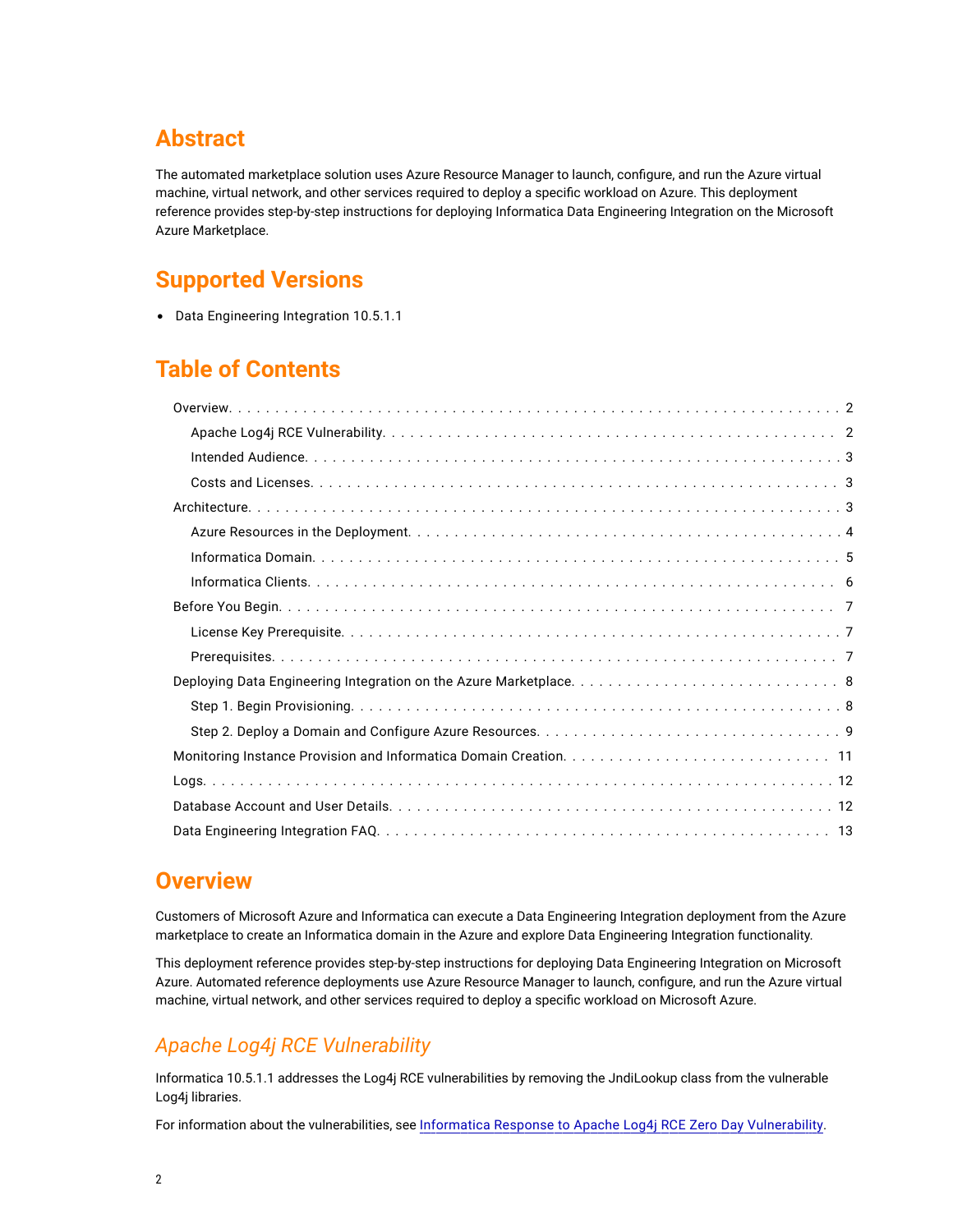# Abstract

The automated marketplace solution uses Azure Resource Manager to launch, configure, and run the Azure virtual machine, virtual network, and other services required to deploy a specific workload on Azure. This deployment reference provides step-by-step instructions for deploying Informatica Data Engineering Integration on the Microsoft Azure Marketplace.

# Supported Versions

- Data Engineering Integration 10.5.1.1

# Table of Contents

- Overview. . . . . . . . . . . . . . . . . . . . . . . . . . . . . . . . . . . . . . . . . . . . . . . . . . . . . . . . . . . . . . . . 2
  - Apache Log4j RCE Vulnerability. . . . . . . . . . . . . . . . . . . . . . . . . . . . . . . . . . . . . . . . . . . . . . . . 2
  - Intended Audience. . . . . . . . . . . . . . . . . . . . . . . . . . . . . . . . . . . . . . . . . . . . . . . . . . . . . . 3
  - Costs and Licenses. . . . . . . . . . . . . . . . . . . . . . . . . . . . . . . . . . . . . . . . . . . . . . . . . . . . . . 3
- Architecture. . . . . . . . . . . . . . . . . . . . . . . . . . . . . . . . . . . . . . . . . . . . . . . . . . . . . . . . . . . . . 3
  - Azure Resources in the Deployment. . . . . . . . . . . . . . . . . . . . . . . . . . . . . . . . . . . . . . . . . . . . . 4
  - Informatica Domain. . . . . . . . . . . . . . . . . . . . . . . . . . . . . . . . . . . . . . . . . . . . . . . . . . . . . . 5
  - Informatica Clients. . . . . . . . . . . . . . . . . . . . . . . . . . . . . . . . . . . . . . . . . . . . . . . . . . . . . . 6
- Before You Begin. . . . . . . . . . . . . . . . . . . . . . . . . . . . . . . . . . . . . . . . . . . . . . . . . . . . . . . . . . 7
  - License Key Prerequisite. . . . . . . . . . . . . . . . . . . . . . . . . . . . . . . . . . . . . . . . . . . . . . . . . . . 7
  - Prerequisites. . . . . . . . . . . . . . . . . . . . . . . . . . . . . . . . . . . . . . . . . . . . . . . . . . . . . . . . . . 7
- Deploying Data Engineering Integration on the Azure Marketplace. . . . . . . . . . . . . . . . . . . . . . . . . . . . 8
  - Step 1. Begin Provisioning. . . . . . . . . . . . . . . . . . . . . . . . . . . . . . . . . . . . . . . . . . . . . . . . . . 8
  - Step 2. Deploy a Domain and Configure Azure Resources. . . . . . . . . . . . . . . . . . . . . . . . . . . . . . . . 9
- Monitoring Instance Provision and Informatica Domain Creation. . . . . . . . . . . . . . . . . . . . . . . . . . . . 11
- Logs. . . . . . . . . . . . . . . . . . . . . . . . . . . . . . . . . . . . . . . . . . . . . . . . . . . . . . . . . . . . . . . . . 12
- Database Account and User Details. . . . . . . . . . . . . . . . . . . . . . . . . . . . . . . . . . . . . . . . . . . . . . 12
- Data Engineering Integration FAQ. . . . . . . . . . . . . . . . . . . . . . . . . . . . . . . . . . . . . . . . . . . . . . . 13

# Overview

Customers of Microsoft Azure and Informatica can execute a Data Engineering Integration deployment from the Azure marketplace to create an Informatica domain in the Azure and explore Data Engineering Integration functionality.

This deployment reference provides step-by-step instructions for deploying Data Engineering Integration on Microsoft Azure. Automated reference deployments use Azure Resource Manager to launch, configure, and run the Azure virtual machine, virtual network, and other services required to deploy a specific workload on Microsoft Azure.

## *Apache Log4j RCE Vulnerability*

Informatica 10.5.1.1 addresses the Log4j RCE vulnerabilities by removing the JndiLookup class from the vulnerable Log4j libraries.

For information about the vulnerabilities, see [Informatica Response to Apache Log4j RCE Zero Day Vulnerability](#).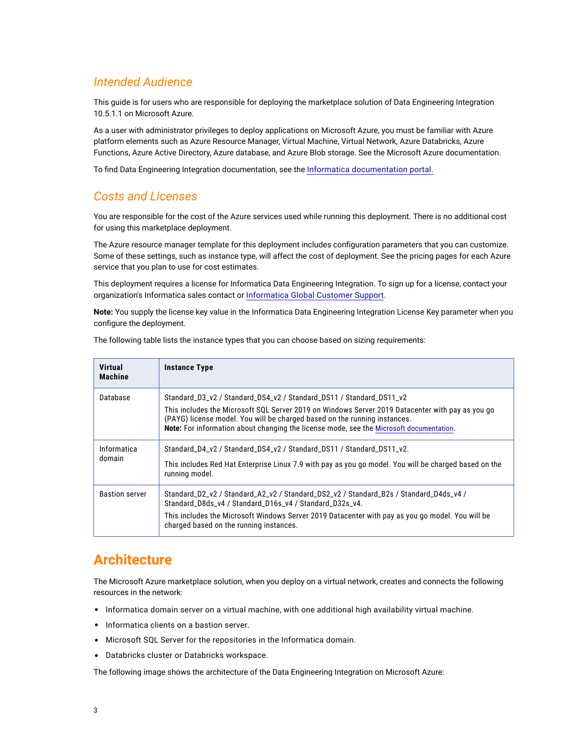## *Intended Audience*

This guide is for users who are responsible for deploying the marketplace solution of Data Engineering Integration 10.5.1.1 on Microsoft Azure.

As a user with administrator privileges to deploy applications on Microsoft Azure, you must be familiar with Azure platform elements such as Azure Resource Manager, Virtual Machine, Virtual Network, Azure Databricks, Azure Functions, Azure Active Directory, Azure database, and Azure Blob storage. See the Microsoft Azure documentation.

To find Data Engineering Integration documentation, see the Informatica documentation portal.

## *Costs and Licenses*

You are responsible for the cost of the Azure services used while running this deployment. There is no additional cost for using this marketplace deployment.

The Azure resource manager template for this deployment includes configuration parameters that you can customize. Some of these settings, such as instance type, will affect the cost of deployment. See the pricing pages for each Azure service that you plan to use for cost estimates.

This deployment requires a license for Informatica Data Engineering Integration. To sign up for a license, contact your organization's Informatica sales contact or Informatica Global Customer Support.

**Note:** You supply the license key value in the Informatica Data Engineering Integration License Key parameter when you configure the deployment.

The following table lists the instance types that you can choose based on sizing requirements:

| Virtual Machine | Instance Type |
| --- | --- |
| Database | Standard_D3_v2 / Standard_DS4_v2 / Standard_DS11 / Standard_DS11_v2<br>This includes the Microsoft SQL Server 2019 on Windows Server 2019 Datacenter with pay as you go (PAYG) license model. You will be charged based on the running instances.<br>**Note:** For information about changing the license mode, see the Microsoft documentation. |
| Informatica domain | Standard_D4_v2 / Standard_DS4_v2 / Standard_DS11 / Standard_DS11_v2.<br>This includes Red Hat Enterprise Linux 7.9 with pay as you go model. You will be charged based on the running model. |
| Bastion server | Standard_D2_v2 / Standard_A2_v2 / Standard_DS2_v2 / Standard_B2s / Standard_D4ds_v4 / Standard_D8ds_v4 / Standard_D16s_v4 / Standard_D32s_v4.<br>This includes the Microsoft Windows Server 2019 Datacenter with pay as you go model. You will be charged based on the running instances. |

# Architecture

The Microsoft Azure marketplace solution, when you deploy on a virtual network, creates and connects the following resources in the network:

- Informatica domain server on a virtual machine, with one additional high availability virtual machine.
- Informatica clients on a bastion server.
- Microsoft SQL Server for the repositories in the Informatica domain.
- Databricks cluster or Databricks workspace.

The following image shows the architecture of the Data Engineering Integration on Microsoft Azure: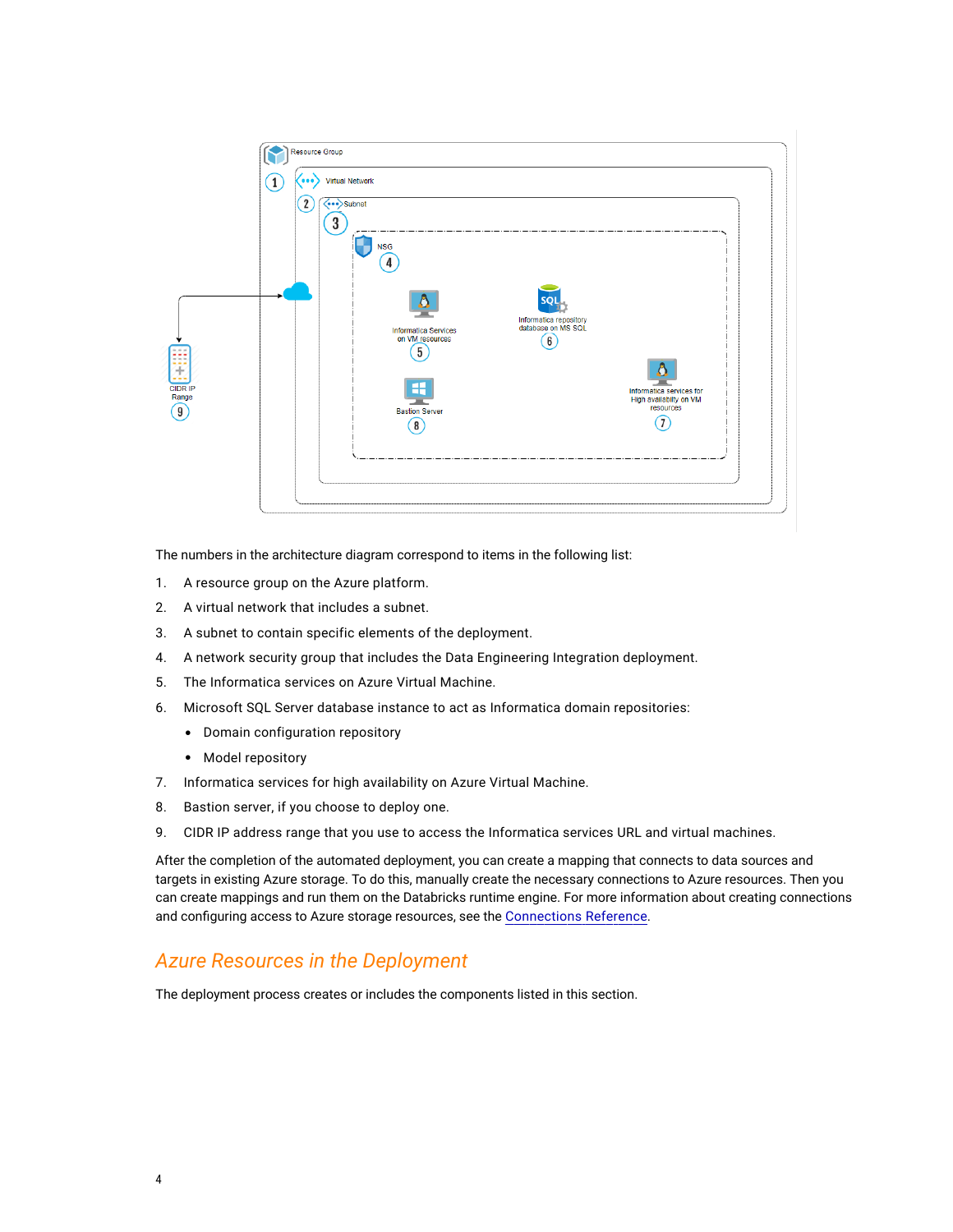The numbers in the architecture diagram correspond to items in the following list:

1. A resource group on the Azure platform.
2. A virtual network that includes a subnet.
3. A subnet to contain specific elements of the deployment.
4. A network security group that includes the Data Engineering Integration deployment.
5. The Informatica services on Azure Virtual Machine.
6. Microsoft SQL Server database instance to act as Informatica domain repositories:
   - Domain configuration repository
   - Model repository
7. Informatica services for high availability on Azure Virtual Machine.
8. Bastion server, if you choose to deploy one.
9. CIDR IP address range that you use to access the Informatica services URL and virtual machines.

After the completion of the automated deployment, you can create a mapping that connects to data sources and targets in existing Azure storage. To do this, manually create the necessary connections to Azure resources. Then you can create mappings and run them on the Databricks runtime engine. For more information about creating connections and configuring access to Azure storage resources, see the Connections Reference.

## Azure Resources in the Deployment

The deployment process creates or includes the components listed in this section.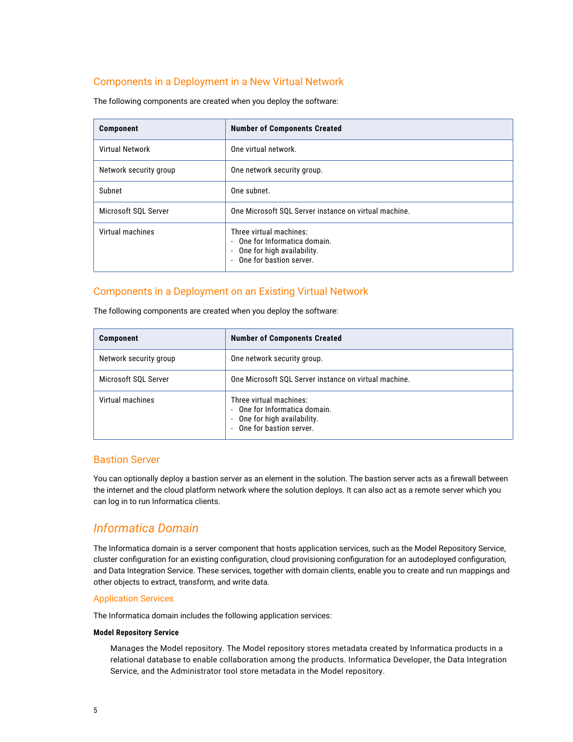### Components in a Deployment in a New Virtual Network

The following components are created when you deploy the software:

| Component | Number of Components Created |
| --- | --- |
| Virtual Network | One virtual network. |
| Network security group | One network security group. |
| Subnet | One subnet. |
| Microsoft SQL Server | One Microsoft SQL Server instance on virtual machine. |
| Virtual machines | Three virtual machines:<br>- One for Informatica domain.<br>- One for high availability.<br>- One for bastion server. |

### Components in a Deployment on an Existing Virtual Network

The following components are created when you deploy the software:

| Component | Number of Components Created |
| --- | --- |
| Network security group | One network security group. |
| Microsoft SQL Server | One Microsoft SQL Server instance on virtual machine. |
| Virtual machines | Three virtual machines:<br>- One for Informatica domain.<br>- One for high availability.<br>- One for bastion server. |

### Bastion Server

You can optionally deploy a bastion server as an element in the solution. The bastion server acts as a firewall between the internet and the cloud platform network where the solution deploys. It can also act as a remote server which you can log in to run Informatica clients.

## *Informatica Domain*

The Informatica domain is a server component that hosts application services, such as the Model Repository Service, cluster configuration for an existing configuration, cloud provisioning configuration for an autodeployed configuration, and Data Integration Service. These services, together with domain clients, enable you to create and run mappings and other objects to extract, transform, and write data.

### Application Services

The Informatica domain includes the following application services:

**Model Repository Service**

Manages the Model repository. The Model repository stores metadata created by Informatica products in a relational database to enable collaboration among the products. Informatica Developer, the Data Integration Service, and the Administrator tool store metadata in the Model repository.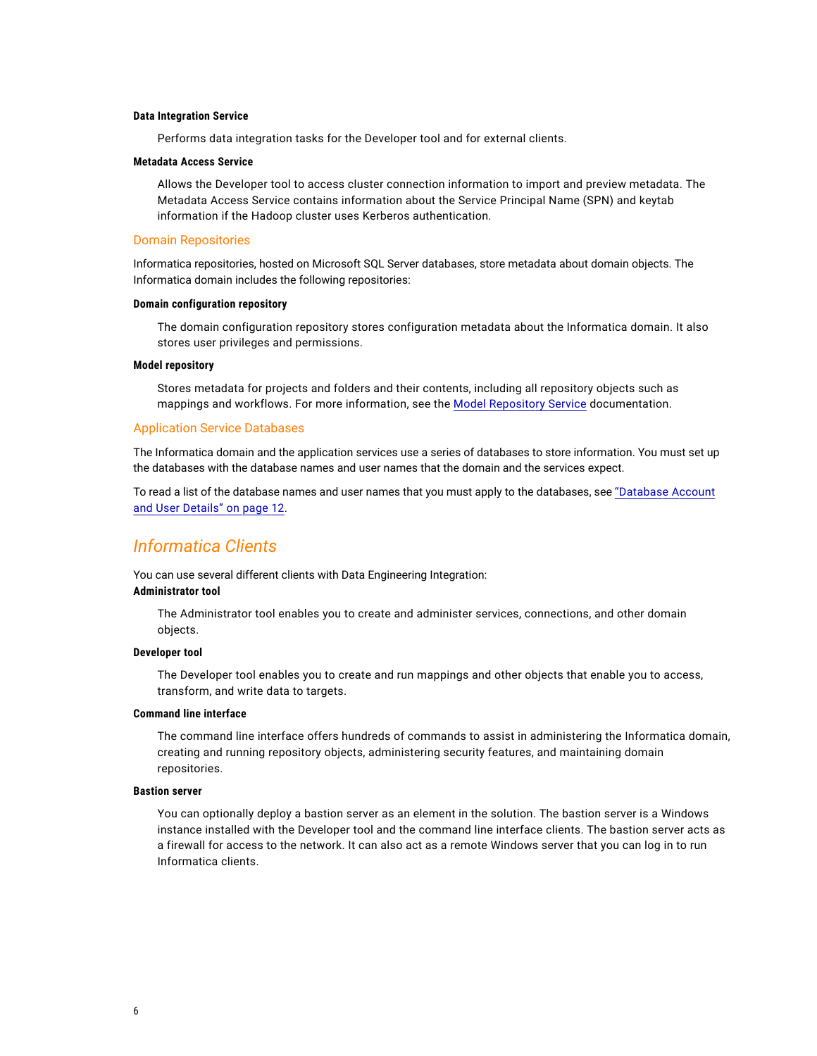**Data Integration Service**

Performs data integration tasks for the Developer tool and for external clients.

**Metadata Access Service**

Allows the Developer tool to access cluster connection information to import and preview metadata. The Metadata Access Service contains information about the Service Principal Name (SPN) and keytab information if the Hadoop cluster uses Kerberos authentication.

### Domain Repositories

Informatica repositories, hosted on Microsoft SQL Server databases, store metadata about domain objects. The Informatica domain includes the following repositories:

**Domain configuration repository**

The domain configuration repository stores configuration metadata about the Informatica domain. It also stores user privileges and permissions.

**Model repository**

Stores metadata for projects and folders and their contents, including all repository objects such as mappings and workflows. For more information, see the Model Repository Service documentation.

### Application Service Databases

The Informatica domain and the application services use a series of databases to store information. You must set up the databases with the database names and user names that the domain and the services expect.

To read a list of the database names and user names that you must apply to the databases, see "Database Account and User Details" on page 12.

## *Informatica Clients*

You can use several different clients with Data Engineering Integration:

**Administrator tool**

The Administrator tool enables you to create and administer services, connections, and other domain objects.

**Developer tool**

The Developer tool enables you to create and run mappings and other objects that enable you to access, transform, and write data to targets.

**Command line interface**

The command line interface offers hundreds of commands to assist in administering the Informatica domain, creating and running repository objects, administering security features, and maintaining domain repositories.

**Bastion server**

You can optionally deploy a bastion server as an element in the solution. The bastion server is a Windows instance installed with the Developer tool and the command line interface clients. The bastion server acts as a firewall for access to the network. It can also act as a remote Windows server that you can log in to run Informatica clients.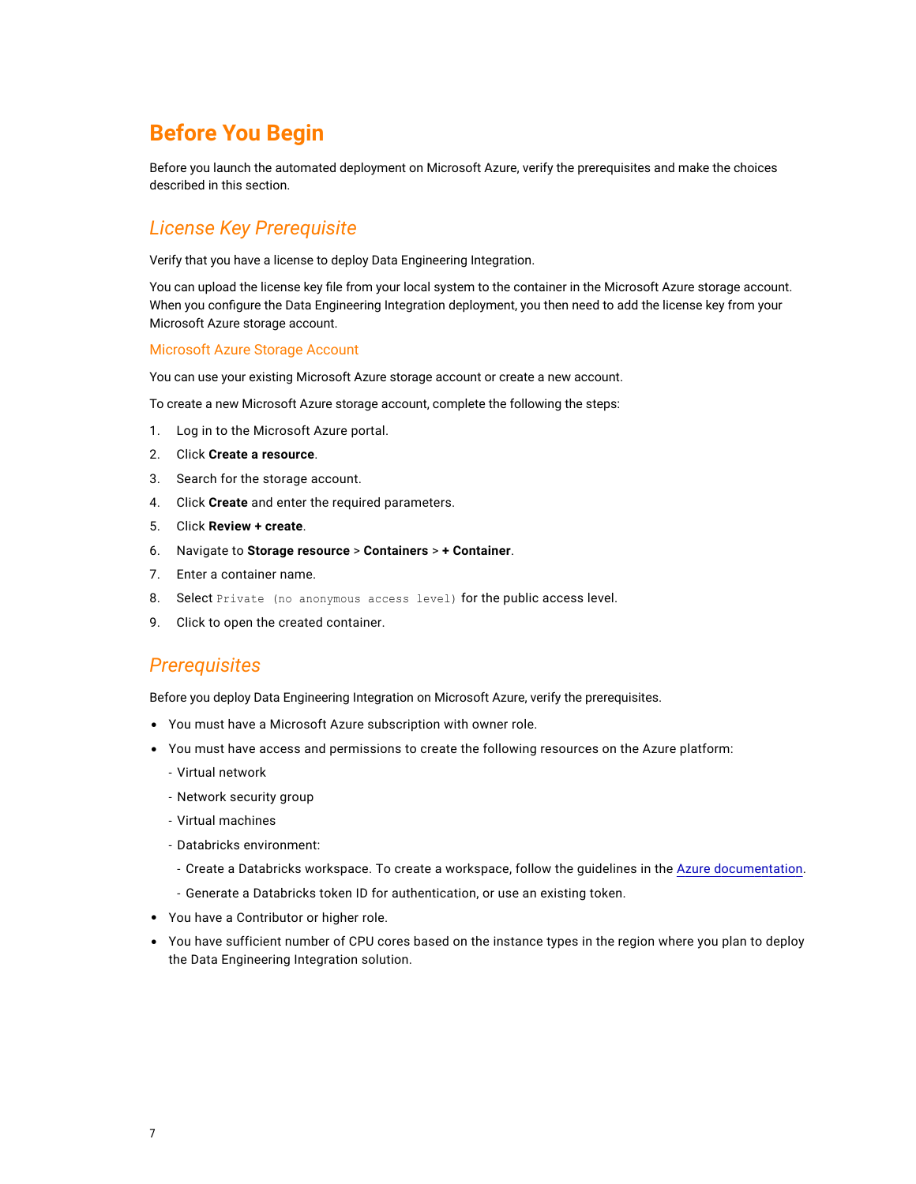# Before You Begin

Before you launch the automated deployment on Microsoft Azure, verify the prerequisites and make the choices described in this section.

## *License Key Prerequisite*

Verify that you have a license to deploy Data Engineering Integration.

You can upload the license key file from your local system to the container in the Microsoft Azure storage account. When you configure the Data Engineering Integration deployment, you then need to add the license key from your Microsoft Azure storage account.

### Microsoft Azure Storage Account

You can use your existing Microsoft Azure storage account or create a new account.

To create a new Microsoft Azure storage account, complete the following steps:

1. Log in to the Microsoft Azure portal.
2. Click **Create a resource**.
3. Search for the storage account.
4. Click **Create** and enter the required parameters.
5. Click **Review + create**.
6. Navigate to **Storage resource** > **Containers** > **+ Container**.
7. Enter a container name.
8. Select `Private (no anonymous access level)` for the public access level.
9. Click to open the created container.

## *Prerequisites*

Before you deploy Data Engineering Integration on Microsoft Azure, verify the prerequisites.

- You must have a Microsoft Azure subscription with owner role.
- You must have access and permissions to create the following resources on the Azure platform:
  - Virtual network
  - Network security group
  - Virtual machines
  - Databricks environment:
    - Create a Databricks workspace. To create a workspace, follow the guidelines in the Azure documentation.
    - Generate a Databricks token ID for authentication, or use an existing token.
- You have a Contributor or higher role.
- You have sufficient number of CPU cores based on the instance types in the region where you plan to deploy the Data Engineering Integration solution.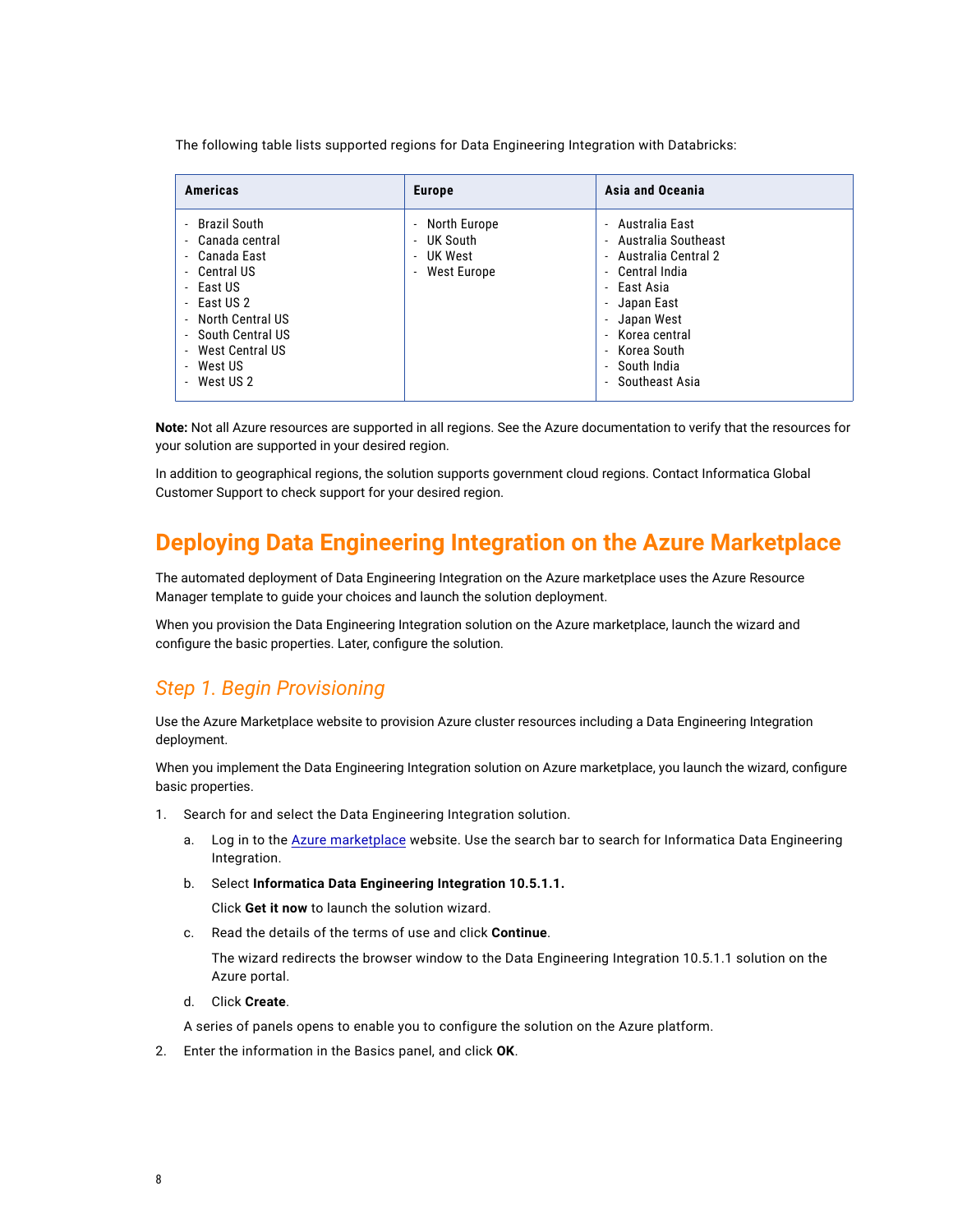The following table lists supported regions for Data Engineering Integration with Databricks:

| Americas | Europe | Asia and Oceania |
|---|---|---|
| - Brazil South<br>- Canada central<br>- Canada East<br>- Central US<br>- East US<br>- East US 2<br>- North Central US<br>- South Central US<br>- West Central US<br>- West US<br>- West US 2 | - North Europe<br>- UK South<br>- UK West<br>- West Europe | - Australia East<br>- Australia Southeast<br>- Australia Central 2<br>- Central India<br>- East Asia<br>- Japan East<br>- Japan West<br>- Korea central<br>- Korea South<br>- South India<br>- Southeast Asia |

**Note:** Not all Azure resources are supported in all regions. See the Azure documentation to verify that the resources for your solution are supported in your desired region.

In addition to geographical regions, the solution supports government cloud regions. Contact Informatica Global Customer Support to check support for your desired region.

# Deploying Data Engineering Integration on the Azure Marketplace

The automated deployment of Data Engineering Integration on the Azure marketplace uses the Azure Resource Manager template to guide your choices and launch the solution deployment.

When you provision the Data Engineering Integration solution on the Azure marketplace, launch the wizard and configure the basic properties. Later, configure the solution.

## *Step 1. Begin Provisioning*

Use the Azure Marketplace website to provision Azure cluster resources including a Data Engineering Integration deployment.

When you implement the Data Engineering Integration solution on Azure marketplace, you launch the wizard, configure basic properties.

1. Search for and select the Data Engineering Integration solution.
    a. Log in to the Azure marketplace website. Use the search bar to search for Informatica Data Engineering Integration.
    b. Select **Informatica Data Engineering Integration 10.5.1.1.**
       Click **Get it now** to launch the solution wizard.
    c. Read the details of the terms of use and click **Continue**.
       The wizard redirects the browser window to the Data Engineering Integration 10.5.1.1 solution on the Azure portal.
    d. Click **Create**.

    A series of panels opens to enable you to configure the solution on the Azure platform.
2. Enter the information in the Basics panel, and click **OK**.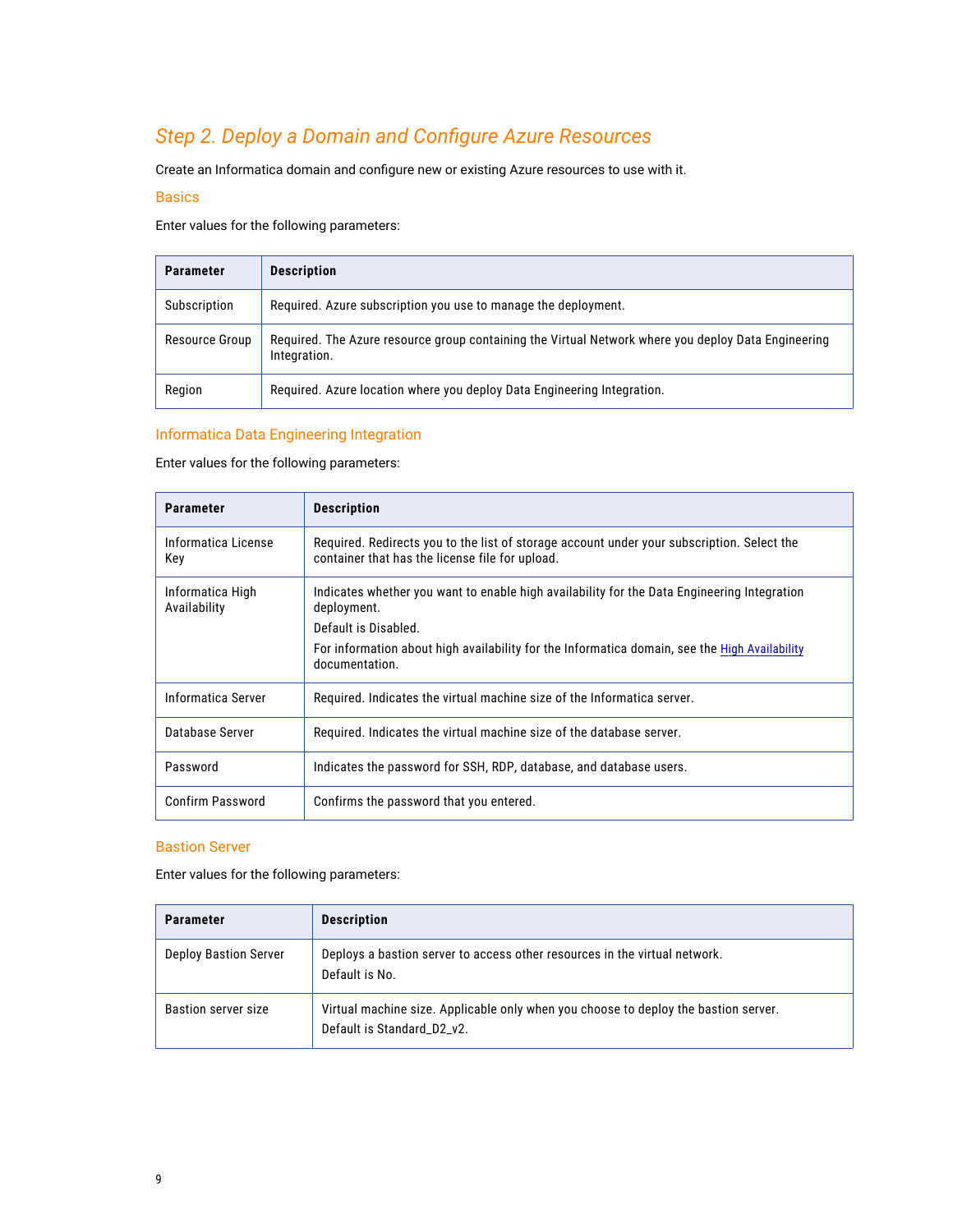## Step 2. Deploy a Domain and Configure Azure Resources

Create an Informatica domain and configure new or existing Azure resources to use with it.

### Basics

Enter values for the following parameters:

| Parameter | Description |
| --- | --- |
| Subscription | Required. Azure subscription you use to manage the deployment. |
| Resource Group | Required. The Azure resource group containing the Virtual Network where you deploy Data Engineering Integration. |
| Region | Required. Azure location where you deploy Data Engineering Integration. |

### Informatica Data Engineering Integration

Enter values for the following parameters:

| Parameter | Description |
| --- | --- |
| Informatica License Key | Required. Redirects you to the list of storage account under your subscription. Select the container that has the license file for upload. |
| Informatica High Availability | Indicates whether you want to enable high availability for the Data Engineering Integration deployment.<br>Default is Disabled.<br>For information about high availability for the Informatica domain, see the High Availability documentation. |
| Informatica Server | Required. Indicates the virtual machine size of the Informatica server. |
| Database Server | Required. Indicates the virtual machine size of the database server. |
| Password | Indicates the password for SSH, RDP, database, and database users. |
| Confirm Password | Confirms the password that you entered. |

### Bastion Server

Enter values for the following parameters:

| Parameter | Description |
| --- | --- |
| Deploy Bastion Server | Deploys a bastion server to access other resources in the virtual network.<br>Default is No. |
| Bastion server size | Virtual machine size. Applicable only when you choose to deploy the bastion server.<br>Default is Standard_D2_v2. |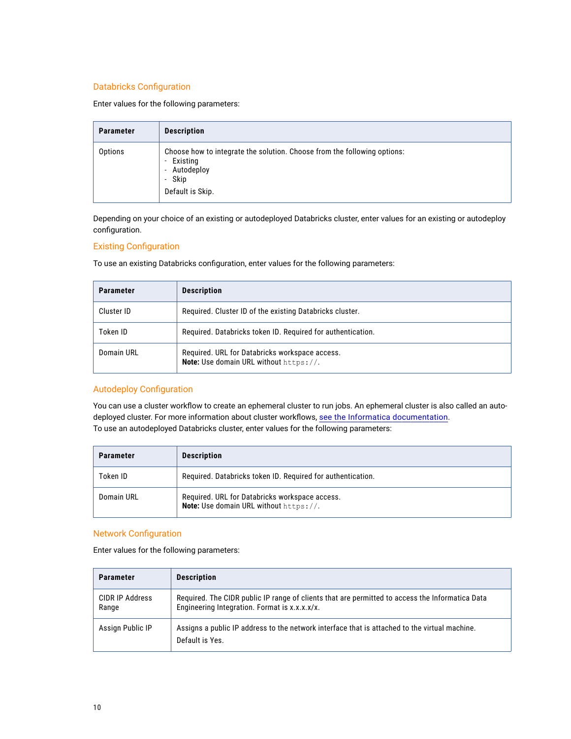## Databricks Configuration

Enter values for the following parameters:

| Parameter | Description |
|---|---|
| Options | Choose how to integrate the solution. Choose from the following options:<br>- Existing<br>- Autodeploy<br>- Skip<br>Default is Skip. |

Depending on your choice of an existing or autodeployed Databricks cluster, enter values for an existing or autodeploy configuration.

### Existing Configuration

To use an existing Databricks configuration, enter values for the following parameters:

| Parameter | Description |
|---|---|
| Cluster ID | Required. Cluster ID of the existing Databricks cluster. |
| Token ID | Required. Databricks token ID. Required for authentication. |
| Domain URL | Required. URL for Databricks workspace access.<br>**Note:** Use domain URL without `https://`. |

### Autodeploy Configuration

You can use a cluster workflow to create an ephemeral cluster to run jobs. An ephemeral cluster is also called an auto-deployed cluster. For more information about cluster workflows, see the Informatica documentation.
To use an autodeployed Databricks cluster, enter values for the following parameters:

| Parameter | Description |
|---|---|
| Token ID | Required. Databricks token ID. Required for authentication. |
| Domain URL | Required. URL for Databricks workspace access.<br>**Note:** Use domain URL without `https://`. |

## Network Configuration

Enter values for the following parameters:

| Parameter | Description |
|---|---|
| CIDR IP Address Range | Required. The CIDR public IP range of clients that are permitted to access the Informatica Data Engineering Integration. Format is x.x.x.x/x. |
| Assign Public IP | Assigns a public IP address to the network interface that is attached to the virtual machine.<br>Default is Yes. |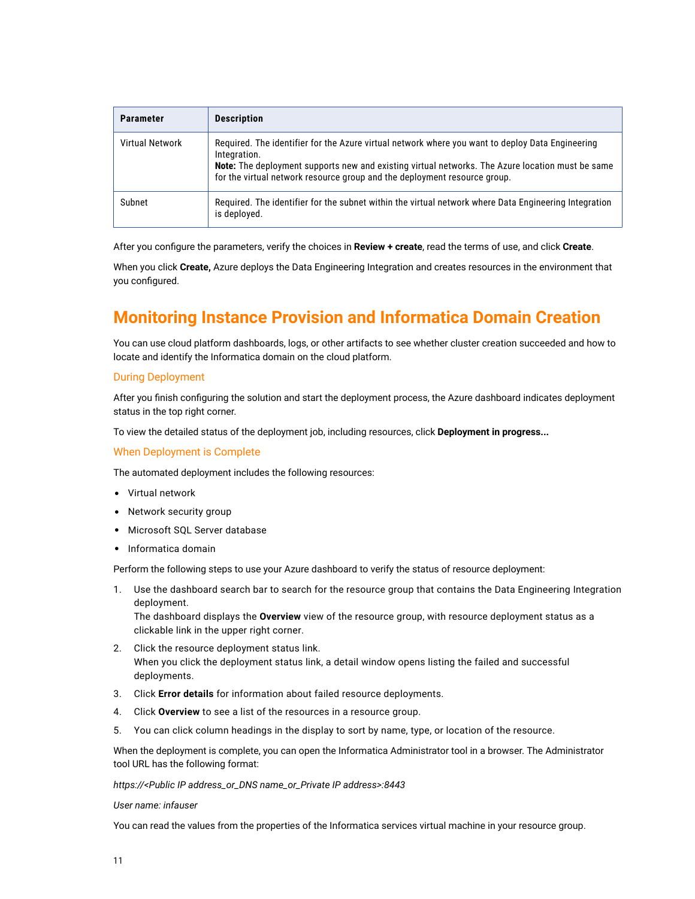| Parameter | Description |
| --- | --- |
| Virtual Network | Required. The identifier for the Azure virtual network where you want to deploy Data Engineering Integration.<br>**Note:** The deployment supports new and existing virtual networks. The Azure location must be same for the virtual network resource group and the deployment resource group. |
| Subnet | Required. The identifier for the subnet within the virtual network where Data Engineering Integration is deployed. |

After you configure the parameters, verify the choices in **Review + create**, read the terms of use, and click **Create**.

When you click **Create,** Azure deploys the Data Engineering Integration and creates resources in the environment that you configured.

# Monitoring Instance Provision and Informatica Domain Creation

You can use cloud platform dashboards, logs, or other artifacts to see whether cluster creation succeeded and how to locate and identify the Informatica domain on the cloud platform.

## During Deployment

After you finish configuring the solution and start the deployment process, the Azure dashboard indicates deployment status in the top right corner.

To view the detailed status of the deployment job, including resources, click **Deployment in progress...**

## When Deployment is Complete

The automated deployment includes the following resources:

- Virtual network
- Network security group
- Microsoft SQL Server database
- Informatica domain

Perform the following steps to use your Azure dashboard to verify the status of resource deployment:

1. Use the dashboard search bar to search for the resource group that contains the Data Engineering Integration deployment.
   The dashboard displays the **Overview** view of the resource group, with resource deployment status as a clickable link in the upper right corner.
2. Click the resource deployment status link.
   When you click the deployment status link, a detail window opens listing the failed and successful deployments.
3. Click **Error details** for information about failed resource deployments.
4. Click **Overview** to see a list of the resources in a resource group.
5. You can click column headings in the display to sort by name, type, or location of the resource.

When the deployment is complete, you can open the Informatica Administrator tool in a browser. The Administrator tool URL has the following format:

*https://<Public IP address_or_DNS name_or_Private IP address>:8443*

*User name: infauser*

You can read the values from the properties of the Informatica services virtual machine in your resource group.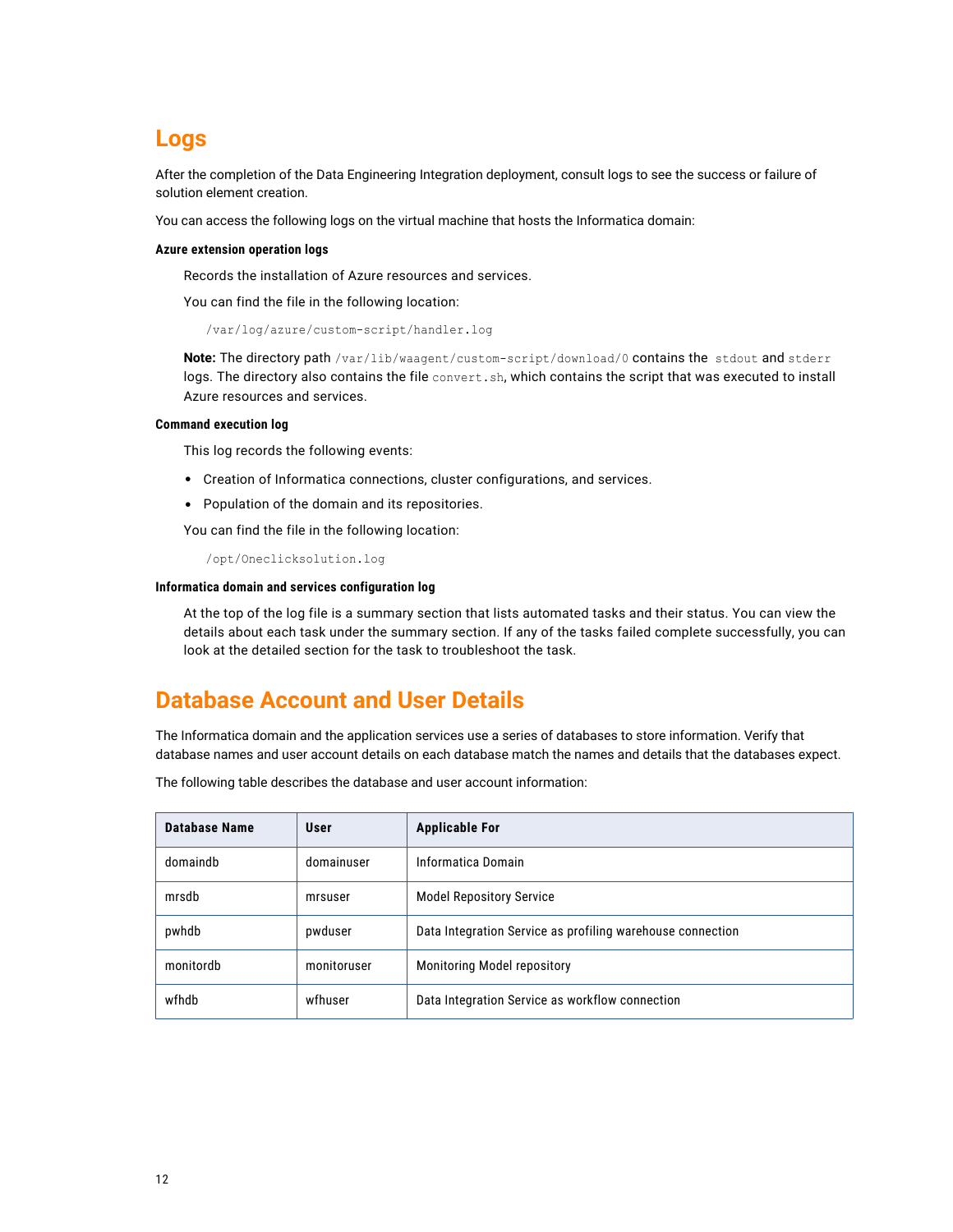# Logs

After the completion of the Data Engineering Integration deployment, consult logs to see the success or failure of solution element creation.

You can access the following logs on the virtual machine that hosts the Informatica domain:

#### Azure extension operation logs

Records the installation of Azure resources and services.

You can find the file in the following location:

```
/var/log/azure/custom-script/handler.log
```

**Note:** The directory path `/var/lib/waagent/custom-script/download/0` contains the `stdout` and `stderr` logs. The directory also contains the file `convert.sh`, which contains the script that was executed to install Azure resources and services.

#### Command execution log

This log records the following events:

- Creation of Informatica connections, cluster configurations, and services.
- Population of the domain and its repositories.

You can find the file in the following location:

```
/opt/Oneclicksolution.log
```

#### Informatica domain and services configuration log

At the top of the log file is a summary section that lists automated tasks and their status. You can view the details about each task under the summary section. If any of the tasks failed complete successfully, you can look at the detailed section for the task to troubleshoot the task.

# Database Account and User Details

The Informatica domain and the application services use a series of databases to store information. Verify that database names and user account details on each database match the names and details that the databases expect.

The following table describes the database and user account information:

| Database Name | User | Applicable For |
| --- | --- | --- |
| domaindb | domainuser | Informatica Domain |
| mrsdb | mrsuser | Model Repository Service |
| pwhdb | pwduser | Data Integration Service as profiling warehouse connection |
| monitordb | monitoruser | Monitoring Model repository |
| wfhdb | wfhuser | Data Integration Service as workflow connection |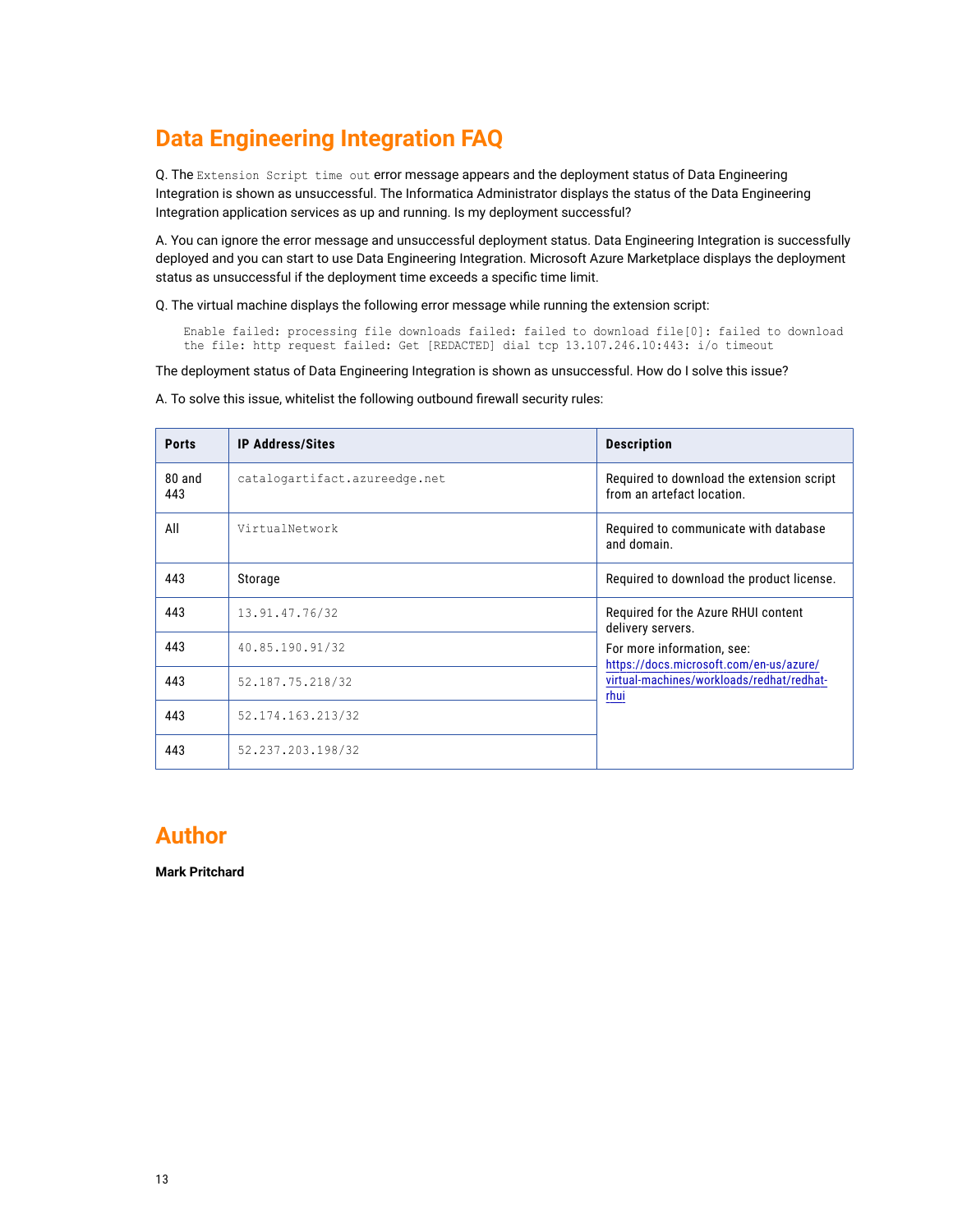## Data Engineering Integration FAQ

Q. The `Extension Script time out` error message appears and the deployment status of Data Engineering Integration is shown as unsuccessful. The Informatica Administrator displays the status of the Data Engineering Integration application services as up and running. Is my deployment successful?

A. You can ignore the error message and unsuccessful deployment status. Data Engineering Integration is successfully deployed and you can start to use Data Engineering Integration. Microsoft Azure Marketplace displays the deployment status as unsuccessful if the deployment time exceeds a specific time limit.

Q. The virtual machine displays the following error message while running the extension script:

```
Enable failed: processing file downloads failed: failed to download file[0]: failed to download
the file: http request failed: Get [REDACTED] dial tcp 13.107.246.10:443: i/o timeout
```

The deployment status of Data Engineering Integration is shown as unsuccessful. How do I solve this issue?

A. To solve this issue, whitelist the following outbound firewall security rules:

| Ports | IP Address/Sites | Description |
| --- | --- | --- |
| 80 and 443 | `catalogartifact.azureedge.net` | Required to download the extension script from an artefact location. |
| All | `VirtualNetwork` | Required to communicate with database and domain. |
| 443 | Storage | Required to download the product license. |
| 443 | `13.91.47.76/32` | Required for the Azure RHUI content delivery servers. For more information, see: https://docs.microsoft.com/en-us/azure/virtual-machines/workloads/redhat/redhat-rhui |
| 443 | `40.85.190.91/32` | |
| 443 | `52.187.75.218/32` | |
| 443 | `52.174.163.213/32` | |
| 443 | `52.237.203.198/32` | |

## Author

**Mark Pritchard**